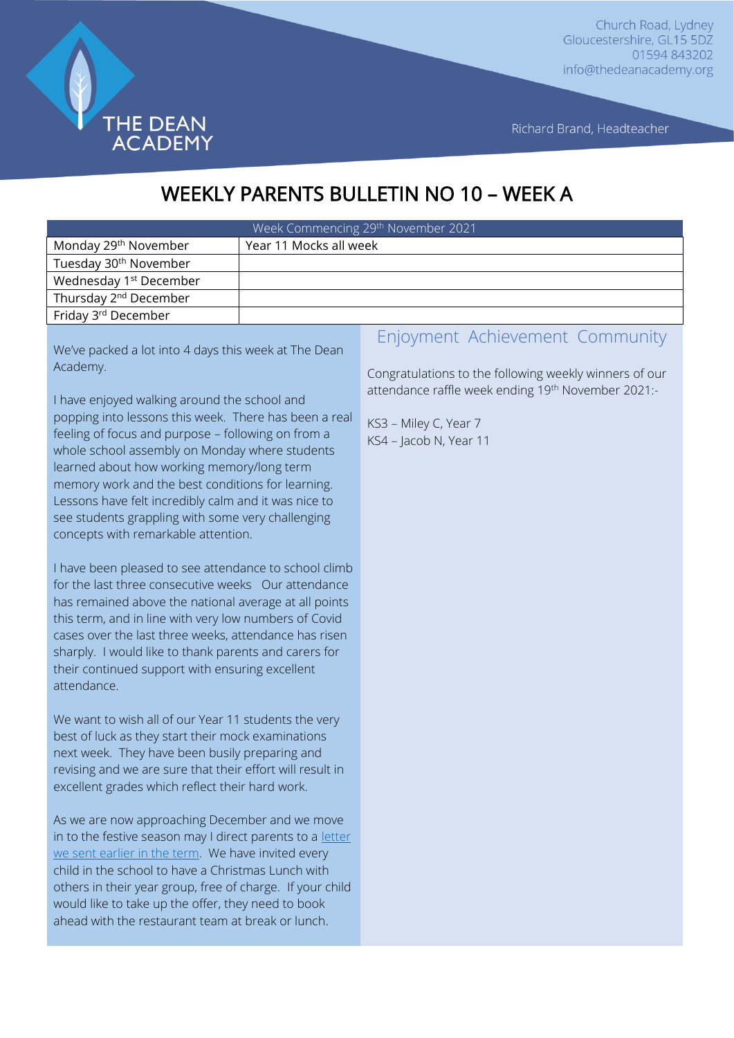THE DEAN ACADEMY

Church Road, Lydney
Gloucestershire, GL15 5DZ
01594 843202
info@thedeanacademy.org

Richard Brand, Headteacher

# WEEKLY PARENTS BULLETIN NO 10 – WEEK A

| Week Commencing 29th November 2021 | |
|---|---|
| Monday 29th November | Year 11 Mocks all week |
| Tuesday 30th November | |
| Wednesday 1st December | |
| Thursday 2nd December | |
| Friday 3rd December | |

We've packed a lot into 4 days this week at The Dean Academy.

I have enjoyed walking around the school and popping into lessons this week. There has been a real feeling of focus and purpose – following on from a whole school assembly on Monday where students learned about how working memory/long term memory work and the best conditions for learning. Lessons have felt incredibly calm and it was nice to see students grappling with some very challenging concepts with remarkable attention.

I have been pleased to see attendance to school climb for the last three consecutive weeks. Our attendance has remained above the national average at all points this term, and in line with very low numbers of Covid cases over the last three weeks, attendance has risen sharply. I would like to thank parents and carers for their continued support with ensuring excellent attendance.

We want to wish all of our Year 11 students the very best of luck as they start their mock examinations next week. They have been busily preparing and revising and we are sure that their effort will result in excellent grades which reflect their hard work.

As we are now approaching December and we move in to the festive season may I direct parents to a letter we sent earlier in the term. We have invited every child in the school to have a Christmas Lunch with others in their year group, free of charge. If your child would like to take up the offer, they need to book ahead with the restaurant team at break or lunch.

## Enjoyment Achievement Community

Congratulations to the following weekly winners of our attendance raffle week ending 19th November 2021:-

KS3 – Miley C, Year 7
KS4 – Jacob N, Year 11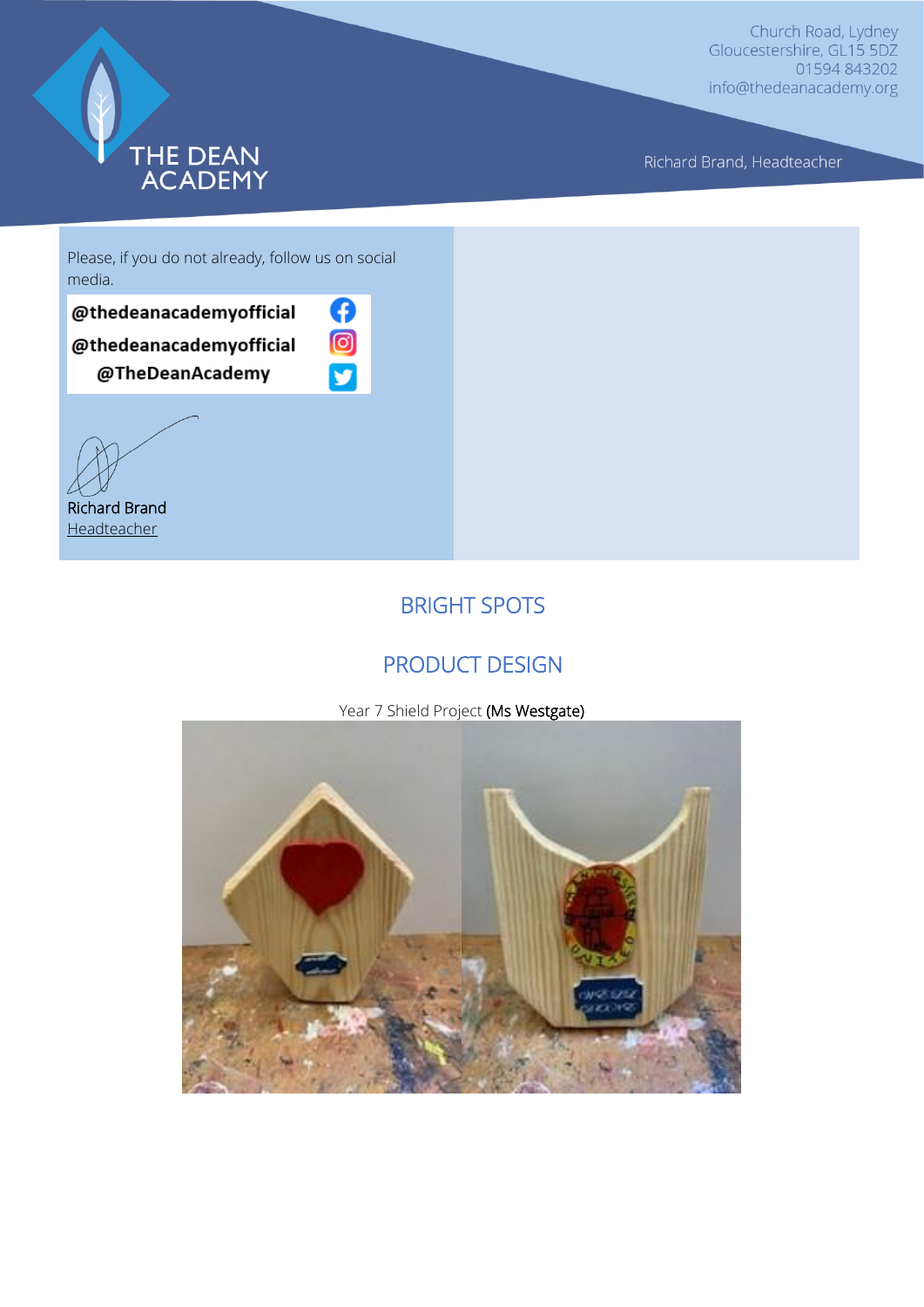Please, if you do not already, follow us on social media.

@thedeanacademyofficial

@thedeanacademyofficial

@TheDeanAcademy

Richard Brand
Headteacher

## BRIGHT SPOTS

## PRODUCT DESIGN

Year 7 Shield Project (Ms Westgate)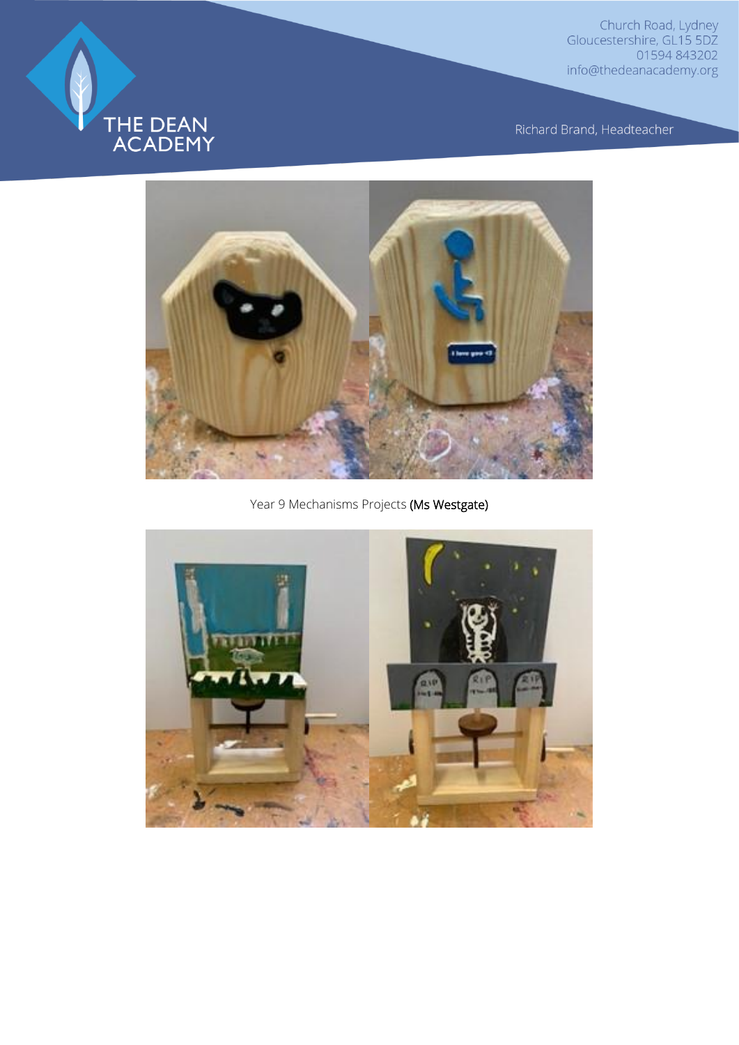Year 9 Mechanisms Projects **(Ms Westgate)**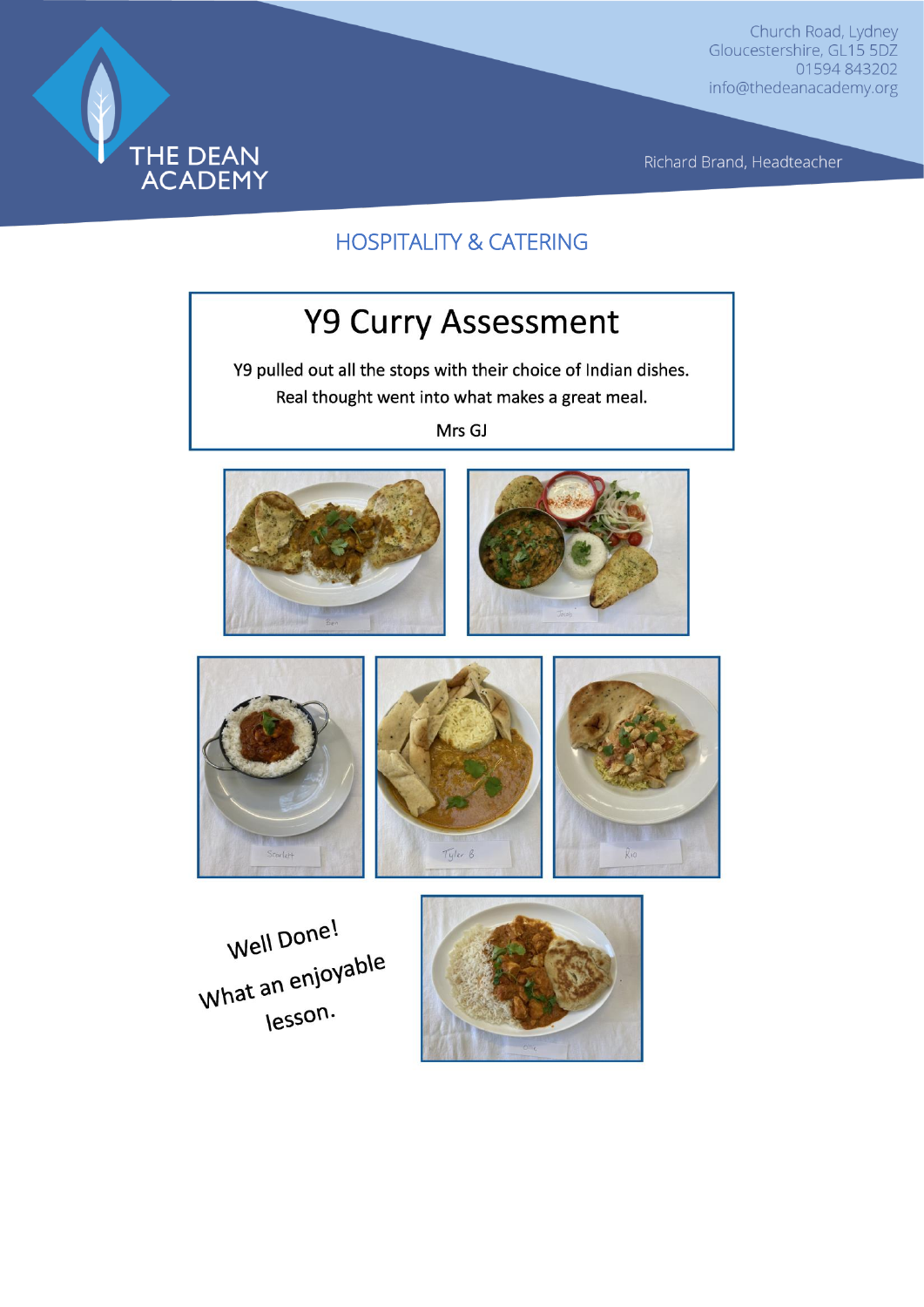THE DEAN ACADEMY

Church Road, Lydney
Gloucestershire, GL15 5DZ
01594 843202
info@thedeanacademy.org

Richard Brand, Headteacher

## HOSPITALITY & CATERING

# Y9 Curry Assessment

Y9 pulled out all the stops with their choice of Indian dishes.
Real thought went into what makes a great meal.

Mrs GJ

Well Done!
What an enjoyable
lesson.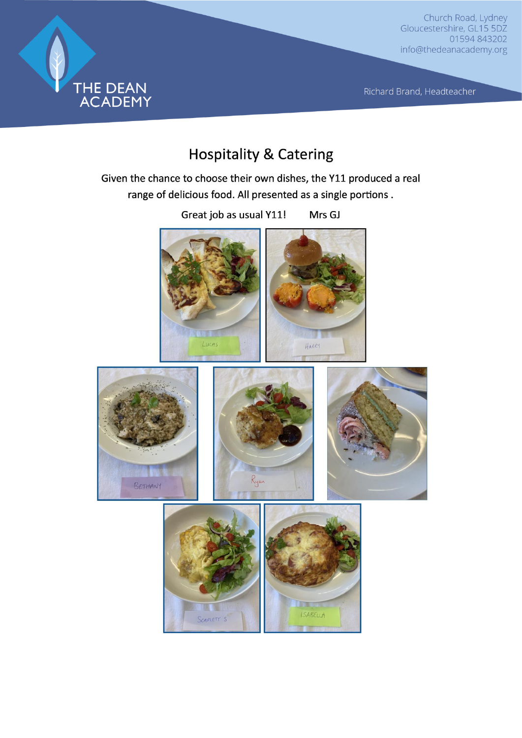THE DEAN ACADEMY

Church Road, Lydney
Gloucestershire, GL15 5DZ
01594 843202
info@thedeanacademy.org

Richard Brand, Headteacher

## Hospitality & Catering

Given the chance to choose their own dishes, the Y11 produced a real range of delicious food. All presented as a single portions .

Great job as usual Y11! Mrs GJ

LUCAS

HARRY

BETHANY

Ryan

SCARLETT S

ISABELLA